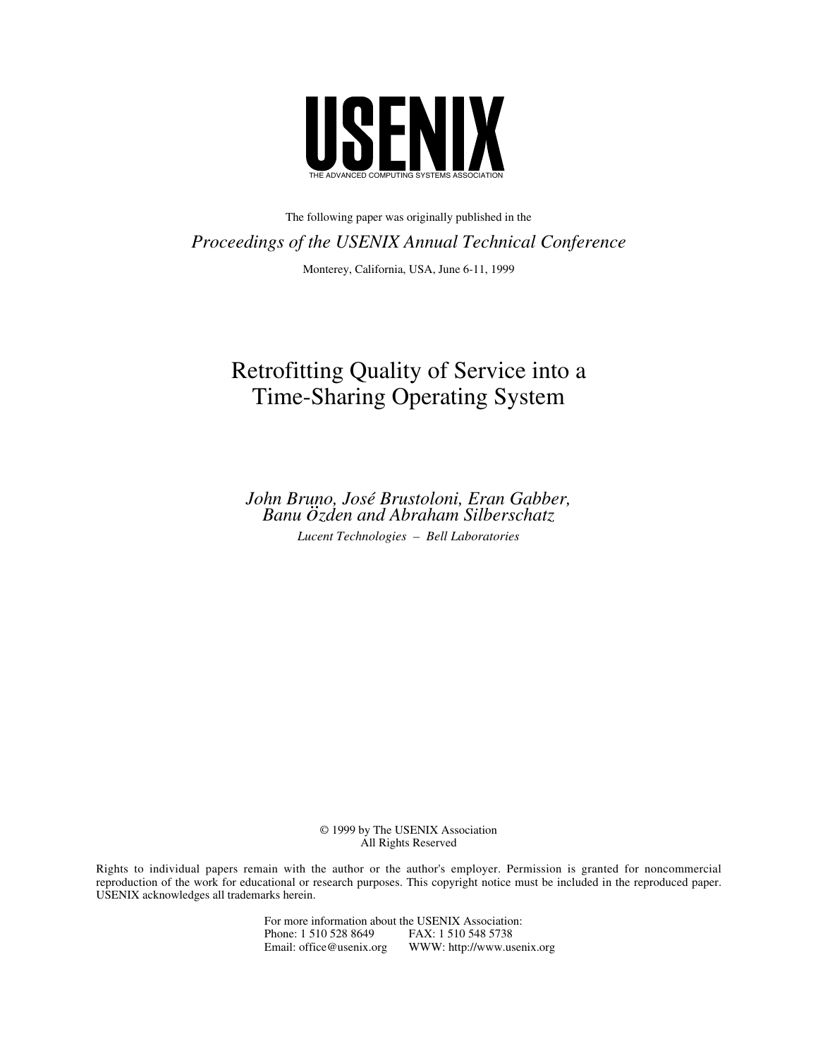# USENIX

THE ADVANCED COMPUTING SYSTEMS ASSOCIATION

The following paper was originally published in the

*Proceedings of the USENIX Annual Technical Conference*

Monterey, California, USA, June 6-11, 1999

# Retrofitting Quality of Service into a Time-Sharing Operating System

*John Bruno, José Brustoloni, Eran Gabber, Banu Özden and Abraham Silberschatz*

*Lucent Technologies – Bell Laboratories*

© 1999 by The USENIX Association
All Rights Reserved

Rights to individual papers remain with the author or the author's employer. Permission is granted for noncommercial reproduction of the work for educational or research purposes. This copyright notice must be included in the reproduced paper. USENIX acknowledges all trademarks herein.

For more information about the USENIX Association:
Phone: 1 510 528 8649 FAX: 1 510 548 5738
Email: office@usenix.org WWW: http://www.usenix.org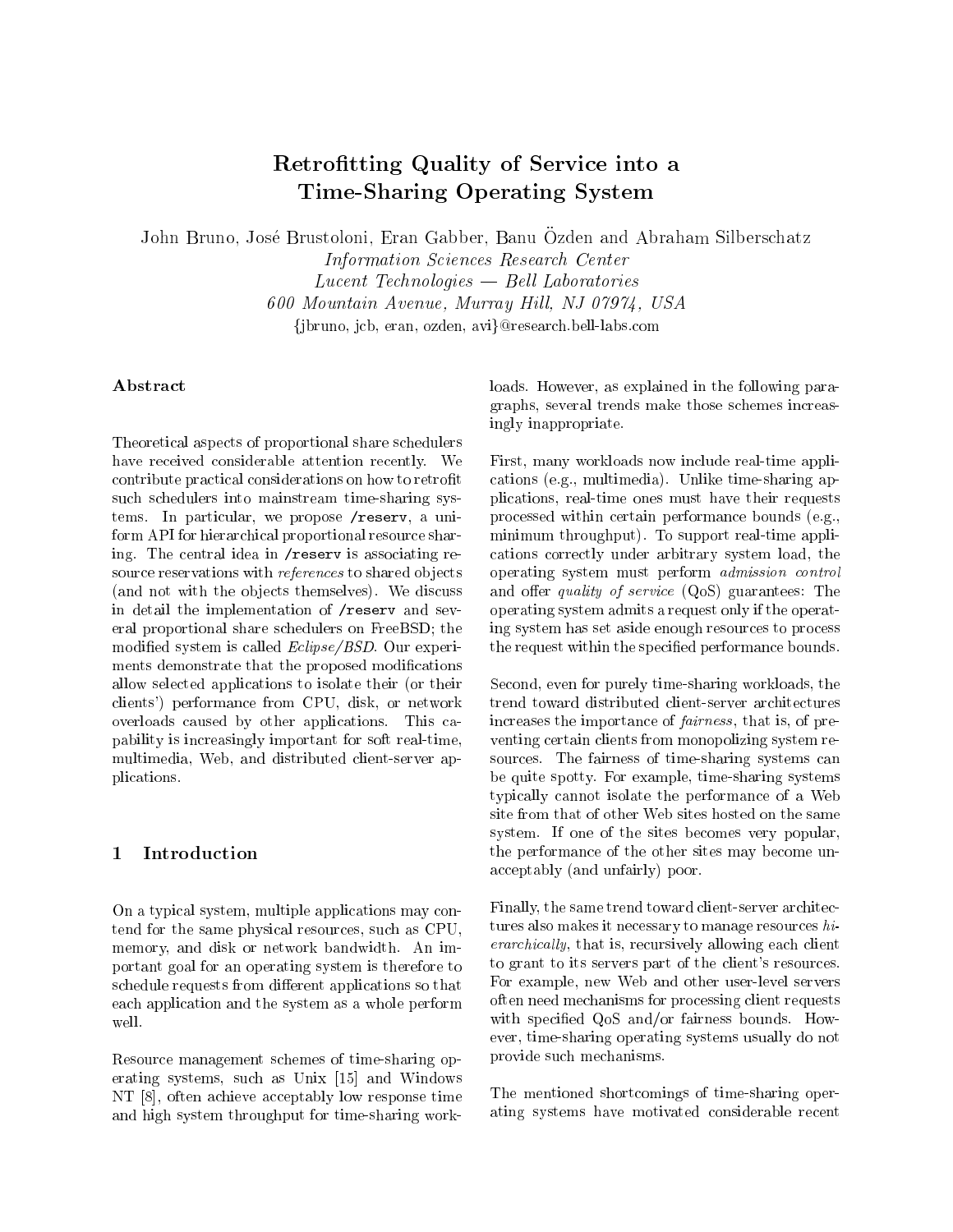# Retrofitting Quality of Service into a Time-Sharing Operating System

John Bruno, José Brustoloni, Eran Gabber, Banu Özden and Abraham Silberschatz

*Information Sciences Research Center*
*Lucent Technologies — Bell Laboratories*
*600 Mountain Avenue, Murray Hill, NJ 07974, USA*
{jbruno, jcb, eran, ozden, avi}@research.bell-labs.com

### Abstract

Theoretical aspects of proportional share schedulers have received considerable attention recently. We contribute practical considerations on how to retrofit such schedulers into mainstream time-sharing systems. In particular, we propose `/reserv`, a uniform API for hierarchical proportional resource sharing. The central idea in `/reserv` is associating resource reservations with *references* to shared objects (and not with the objects themselves). We discuss in detail the implementation of `/reserv` and several proportional share schedulers on FreeBSD; the modified system is called *Eclipse/BSD*. Our experiments demonstrate that the proposed modifications allow selected applications to isolate their (or their clients') performance from CPU, disk, or network overloads caused by other applications. This capability is increasingly important for soft real-time, multimedia, Web, and distributed client-server applications.

## 1 Introduction

On a typical system, multiple applications may contend for the same physical resources, such as CPU, memory, and disk or network bandwidth. An important goal for an operating system is therefore to schedule requests from different applications so that each application and the system as a whole perform well.

Resource management schemes of time-sharing operating systems, such as Unix [15] and Windows NT [8], often achieve acceptably low response time and high system throughput for time-sharing workloads. However, as explained in the following paragraphs, several trends make those schemes increasingly inappropriate.

First, many workloads now include real-time applications (e.g., multimedia). Unlike time-sharing applications, real-time ones must have their requests processed within certain performance bounds (e.g., minimum throughput). To support real-time applications correctly under arbitrary system load, the operating system must perform *admission control* and offer *quality of service* (QoS) guarantees: The operating system admits a request only if the operating system has set aside enough resources to process the request within the specified performance bounds.

Second, even for purely time-sharing workloads, the trend toward distributed client-server architectures increases the importance of *fairness*, that is, of preventing certain clients from monopolizing system resources. The fairness of time-sharing systems can be quite spotty. For example, time-sharing systems typically cannot isolate the performance of a Web site from that of other Web sites hosted on the same system. If one of the sites becomes very popular, the performance of the other sites may become unacceptably (and unfairly) poor.

Finally, the same trend toward client-server architectures also makes it necessary to manage resources *hierarchically*, that is, recursively allowing each client to grant to its servers part of the client's resources. For example, new Web and other user-level servers often need mechanisms for processing client requests with specified QoS and/or fairness bounds. However, time-sharing operating systems usually do not provide such mechanisms.

The mentioned shortcomings of time-sharing operating systems have motivated considerable recent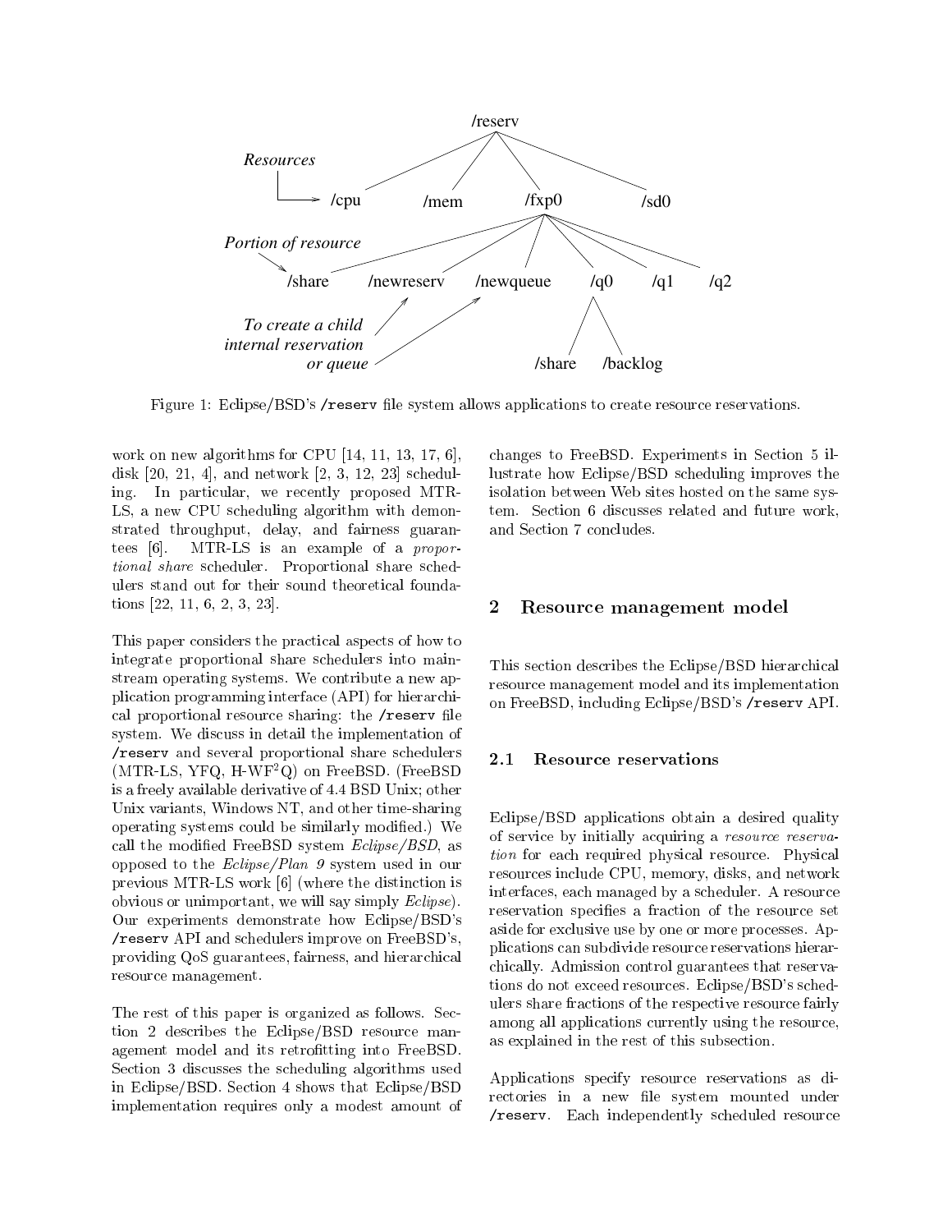Figure 1: Eclipse/BSD's `/reserv` file system allows applications to create resource reservations.

work on new algorithms for CPU [14, 11, 13, 17, 6], disk [20, 21, 4], and network [2, 3, 12, 23] scheduling. In particular, we recently proposed MTR-LS, a new CPU scheduling algorithm with demonstrated throughput, delay, and fairness guarantees [6]. MTR-LS is an example of a *proportional share* scheduler. Proportional share schedulers stand out for their sound theoretical foundations [22, 11, 6, 2, 3, 23].

This paper considers the practical aspects of how to integrate proportional share schedulers into mainstream operating systems. We contribute a new application programming interface (API) for hierarchical proportional resource sharing: the `/reserv` file system. We discuss in detail the implementation of `/reserv` and several proportional share schedulers (MTR-LS, YFQ, H-WF$^2$Q) on FreeBSD. (FreeBSD is a freely available derivative of 4.4 BSD Unix; other Unix variants, Windows NT, and other time-sharing operating systems could be similarly modified.) We call the modified FreeBSD system *Eclipse/BSD*, as opposed to the *Eclipse/Plan 9* system used in our previous MTR-LS work [6] (where the distinction is obvious or unimportant, we will say simply *Eclipse*). Our experiments demonstrate how Eclipse/BSD's `/reserv` API and schedulers improve on FreeBSD's, providing QoS guarantees, fairness, and hierarchical resource management.

The rest of this paper is organized as follows. Section 2 describes the Eclipse/BSD resource management model and its retrofitting into FreeBSD. Section 3 discusses the scheduling algorithms used in Eclipse/BSD. Section 4 shows that Eclipse/BSD implementation requires only a modest amount of changes to FreeBSD. Experiments in Section 5 illustrate how Eclipse/BSD scheduling improves the isolation between Web sites hosted on the same system. Section 6 discusses related and future work, and Section 7 concludes.

## 2 Resource management model

This section describes the Eclipse/BSD hierarchical resource management model and its implementation on FreeBSD, including Eclipse/BSD's `/reserv` API.

### 2.1 Resource reservations

Eclipse/BSD applications obtain a desired quality of service by initially acquiring a *resource reservation* for each required physical resource. Physical resources include CPU, memory, disks, and network interfaces, each managed by a scheduler. A resource reservation specifies a fraction of the resource set aside for exclusive use by one or more processes. Applications can subdivide resource reservations hierarchically. Admission control guarantees that reservations do not exceed resources. Eclipse/BSD's schedulers share fractions of the respective resource fairly among all applications currently using the resource, as explained in the rest of this subsection.

Applications specify resource reservations as directories in a new file system mounted under `/reserv`. Each independently scheduled resource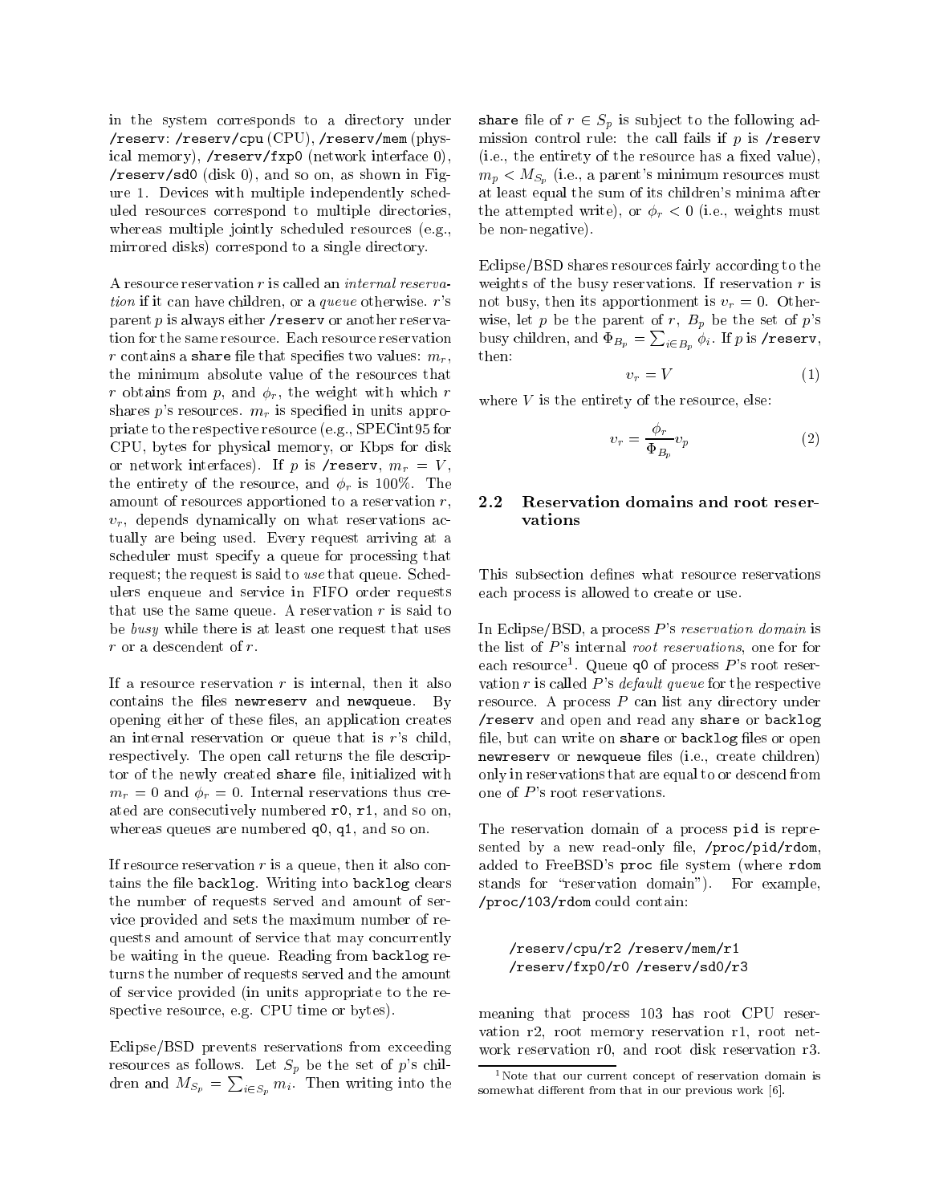in the system corresponds to a directory under /reserv: /reserv/cpu (CPU), /reserv/mem (physical memory), /reserv/fxp0 (network interface 0), /reserv/sd0 (disk 0), and so on, as shown in Figure 1. Devices with multiple independently scheduled resources correspond to multiple directories, whereas multiple jointly scheduled resources (e.g., mirrored disks) correspond to a single directory.

A resource reservation $r$ is called an *internal reservation* if it can have children, or a *queue* otherwise. $r$'s parent $p$ is always either /reserv or another reservation for the same resource. Each resource reservation $r$ contains a share file that specifies two values: $m_r$, the minimum absolute value of the resources that $r$ obtains from $p$, and $\phi_r$, the weight with which $r$ shares $p$'s resources. $m_r$ is specified in units appropriate to the respective resource (e.g., SPECint95 for CPU, bytes for physical memory, or Kbps for disk or network interfaces). If $p$ is /reserv, $m_r = V$, the entirety of the resource, and $\phi_r$ is 100%. The amount of resources apportioned to a reservation $r$, $v_r$, depends dynamically on what reservations actually are being used. Every request arriving at a scheduler must specify a queue for processing that request; the request is said to *use* that queue. Schedulers enqueue and service in FIFO order requests that use the same queue. A reservation $r$ is said to be *busy* while there is at least one request that uses $r$ or a descendent of $r$.

If a resource reservation $r$ is internal, then it also contains the files newreserv and newqueue. By opening either of these files, an application creates an internal reservation or queue that is $r$'s child, respectively. The open call returns the file descriptor of the newly created share file, initialized with $m_r = 0$ and $\phi_r = 0$. Internal reservations thus created are consecutively numbered r0, r1, and so on, whereas queues are numbered q0, q1, and so on.

If resource reservation $r$ is a queue, then it also contains the file backlog. Writing into backlog clears the number of requests served and amount of service provided and sets the maximum number of requests and amount of service that may concurrently be waiting in the queue. Reading from backlog returns the number of requests served and the amount of service provided (in units appropriate to the respective resource, e.g. CPU time or bytes).

Eclipse/BSD prevents reservations from exceeding resources as follows. Let $S_p$ be the set of $p$'s children and $M_{S_p} = \sum_{i \in S_p} m_i$. Then writing into the share file of $r \in S_p$ is subject to the following admission control rule: the call fails if $p$ is /reserv (i.e., the entirety of the resource has a fixed value), $m_p < M_{S_p}$ (i.e., a parent's minimum resources must at least equal the sum of its children's minima after the attempted write), or $\phi_r < 0$ (i.e., weights must be non-negative).

Eclipse/BSD shares resources fairly according to the weights of the busy reservations. If reservation $r$ is not busy, then its apportionment is $v_r = 0$. Otherwise, let $p$ be the parent of $r$, $B_p$ be the set of $p$'s busy children, and $\Phi_{B_p} = \sum_{i \in B_p} \phi_i$. If $p$ is /reserv, then:

$$v_r = V \tag{1}$$

where $V$ is the entirety of the resource, else:

$$v_r = \frac{\phi_r}{\Phi_{B_p}} v_p \tag{2}$$

## 2.2 Reservation domains and root reservations

This subsection defines what resource reservations each process is allowed to create or use.

In Eclipse/BSD, a process $P$'s *reservation domain* is the list of $P$'s internal *root reservations*, one for for each resource[1]. Queue q0 of process $P$'s root reservation $r$ is called $P$'s *default queue* for the respective resource. A process $P$ can list any directory under /reserv and open and read any share or backlog file, but can write on share or backlog files or open newreserv or newqueue files (i.e., create children) only in reservations that are equal to or descend from one of $P$'s root reservations.

The reservation domain of a process pid is represented by a new read-only file, /proc/pid/rdom, added to FreeBSD's proc file system (where rdom stands for "reservation domain"). For example, /proc/103/rdom could contain:

```
/reserv/cpu/r2 /reserv/mem/r1
/reserv/fxp0/r0 /reserv/sd0/r3
```

meaning that process 103 has root CPU reservation r2, root memory reservation r1, root network reservation r0, and root disk reservation r3.

[1] Note that our current concept of reservation domain is somewhat different from that in our previous work [6].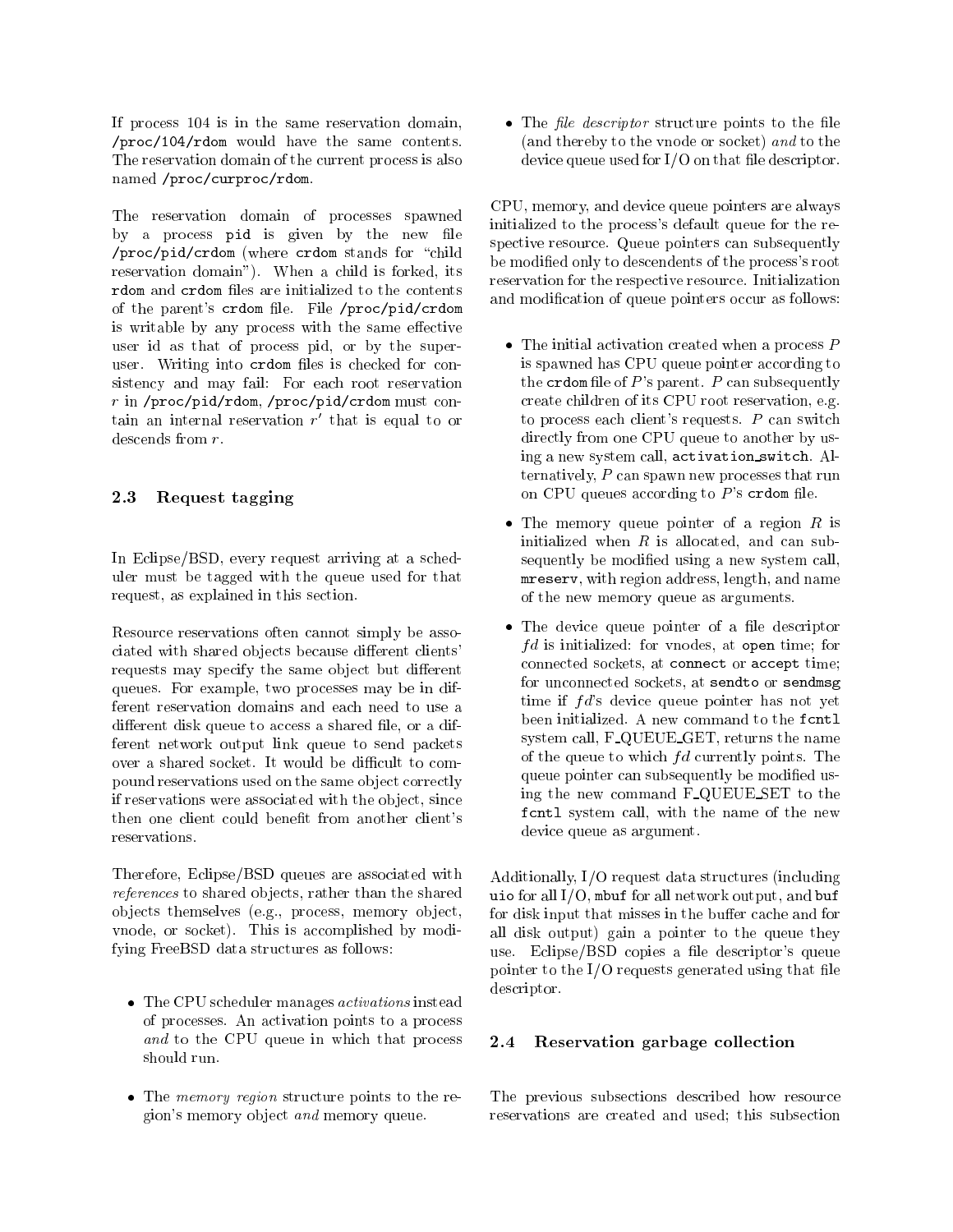If process 104 is in the same reservation domain, `/proc/104/rdom` would have the same contents. The reservation domain of the current process is also named `/proc/curproc/rdom`.

The reservation domain of processes spawned by a process `pid` is given by the new file `/proc/pid/crdom` (where `crdom` stands for "child reservation domain"). When a child is forked, its `rdom` and `crdom` files are initialized to the contents of the parent's `crdom` file. File `/proc/pid/crdom` is writable by any process with the same effective user id as that of process pid, or by the superuser. Writing into `crdom` files is checked for consistency and may fail: For each root reservation $r$ in `/proc/pid/rdom`, `/proc/pid/crdom` must contain an internal reservation $r'$ that is equal to or descends from $r$.

### 2.3 Request tagging

In Eclipse/BSD, every request arriving at a scheduler must be tagged with the queue used for that request, as explained in this section.

Resource reservations often cannot simply be associated with shared objects because different clients' requests may specify the same object but different queues. For example, two processes may be in different reservation domains and each need to use a different disk queue to access a shared file, or a different network output link queue to send packets over a shared socket. It would be difficult to compound reservations used on the same object correctly if reservations were associated with the object, since then one client could benefit from another client's reservations.

Therefore, Eclipse/BSD queues are associated with *references* to shared objects, rather than the shared objects themselves (e.g., process, memory object, vnode, or socket). This is accomplished by modifying FreeBSD data structures as follows:

- The CPU scheduler manages *activations* instead of processes. An activation points to a process *and* to the CPU queue in which that process should run.
- The *memory region* structure points to the region's memory object *and* memory queue.
- The *file descriptor* structure points to the file (and thereby to the vnode or socket) *and* to the device queue used for I/O on that file descriptor.

CPU, memory, and device queue pointers are always initialized to the process's default queue for the respective resource. Queue pointers can subsequently be modified only to descendents of the process's root reservation for the respective resource. Initialization and modification of queue pointers occur as follows:

- The initial activation created when a process $P$ is spawned has CPU queue pointer according to the `crdom` file of $P$'s parent. $P$ can subsequently create children of its CPU root reservation, e.g. to process each client's requests. $P$ can switch directly from one CPU queue to another by using a new system call, `activation_switch`. Alternatively, $P$ can spawn new processes that run on CPU queues according to $P$'s `crdom` file.
- The memory queue pointer of a region $R$ is initialized when $R$ is allocated, and can subsequently be modified using a new system call, `mreserv`, with region address, length, and name of the new memory queue as arguments.
- The device queue pointer of a file descriptor $fd$ is initialized: for vnodes, at `open` time; for connected sockets, at `connect` or `accept` time; for unconnected sockets, at `sendto` or `sendmsg` time if $fd$'s device queue pointer has not yet been initialized. A new command to the `fcntl` system call, F_QUEUE_GET, returns the name of the queue to which $fd$ currently points. The queue pointer can subsequently be modified using the new command F_QUEUE_SET to the `fcntl` system call, with the name of the new device queue as argument.

Additionally, I/O request data structures (including `uio` for all I/O, `mbuf` for all network output, and `buf` for disk input that misses in the buffer cache and for all disk output) gain a pointer to the queue they use. Eclipse/BSD copies a file descriptor's queue pointer to the I/O requests generated using that file descriptor.

### 2.4 Reservation garbage collection

The previous subsections described how resource reservations are created and used; this subsection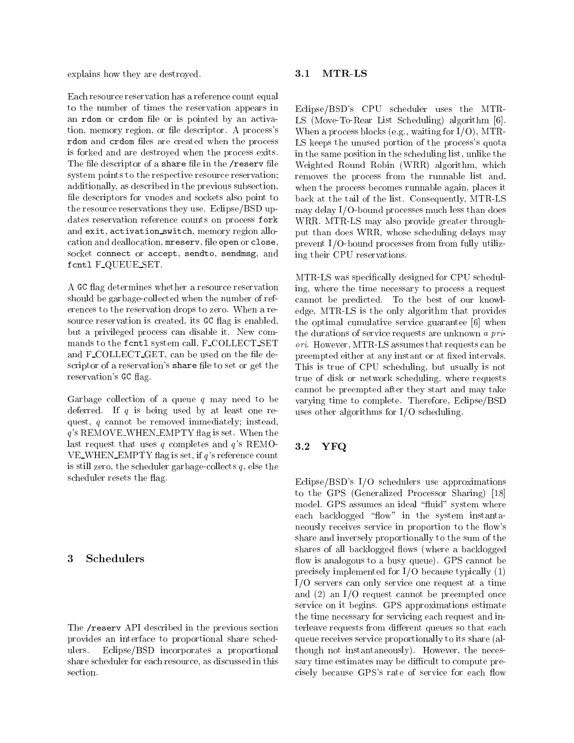explains how they are destroyed.

Each resource reservation has a reference count equal to the number of times the reservation appears in an `rdom` or `crdom` file or is pointed by an activation, memory region, or file descriptor. A process's `rdom` and `crdom` files are created when the process is forked and are destroyed when the process exits. The file descriptor of a `share` file in the `/reserv` file system points to the respective resource reservation; additionally, as described in the previous subsection, file descriptors for vnodes and sockets also point to the resource reservations they use. Eclipse/BSD updates reservation reference counts on process `fork` and `exit`, `activation_switch`, memory region allocation and deallocation, `mreserv`, file `open` or `close`, socket `connect` or `accept`, `sendto`, `sendmsg`, and `fcntl` F_QUEUE_SET.

A `GC` flag determines whether a resource reservation should be garbage-collected when the number of references to the reservation drops to zero. When a resource reservation is created, its `GC` flag is enabled, but a privileged process can disable it. New commands to the `fcntl` system call, F_COLLECT_SET and F_COLLECT_GET, can be used on the file descriptor of a reservation's `share` file to set or get the reservation's `GC` flag.

Garbage collection of a queue $q$ may need to be deferred. If $q$ is being used by at least one request, $q$ cannot be removed immediately; instead, $q$'s REMOVE_WHEN_EMPTY flag is set. When the last request that uses $q$ completes and $q$'s REMOVE_WHEN_EMPTY flag is set, if $q$'s reference count is still zero, the scheduler garbage-collects $q$, else the scheduler resets the flag.

# 3 Schedulers

The `/reserv` API described in the previous section provides an interface to proportional share schedulers. Eclipse/BSD incorporates a proportional share scheduler for each resource, as discussed in this section.

## 3.1 MTR-LS

Eclipse/BSD's CPU scheduler uses the MTR-LS (Move-To-Rear List Scheduling) algorithm [6]. When a process blocks (e.g., waiting for I/O), MTR-LS keeps the unused portion of the process's quota in the same position in the scheduling list, unlike the Weighted Round Robin (WRR) algorithm, which removes the process from the runnable list and, when the process becomes runnable again, places it back at the tail of the list. Consequently, MTR-LS may delay I/O-bound processes much less than does WRR. MTR-LS may also provide greater throughput than does WRR, whose scheduling delays may prevent I/O-bound processes from from fully utilizing their CPU reservations.

MTR-LS was specifically designed for CPU scheduling, where the time necessary to process a request cannot be predicted. To the best of our knowledge, MTR-LS is the only algorithm that provides the optimal cumulative service guarantee [6] when the durations of service requests are unknown *a priori*. However, MTR-LS assumes that requests can be preempted either at any instant or at fixed intervals. This is true of CPU scheduling, but usually is not true of disk or network scheduling, where requests cannot be preempted after they start and may take varying time to complete. Therefore, Eclipse/BSD uses other algorithms for I/O scheduling.

## 3.2 YFQ

Eclipse/BSD's I/O schedulers use approximations to the GPS (Generalized Processor Sharing) [18] model. GPS assumes an ideal "fluid" system where each backlogged "flow" in the system instantaneously receives service in proportion to the flow's share and inversely proportionally to the sum of the shares of all backlogged flows (where a backlogged flow is analogous to a busy queue). GPS cannot be precisely implemented for I/O because typically (1) I/O servers can only service one request at a time and (2) an I/O request cannot be preempted once service on it begins. GPS approximations estimate the time necessary for servicing each request and interleave requests from different queues so that each queue receives service proportionally to its share (although not instantaneously). However, the necessary time estimates may be difficult to compute precisely because GPS's rate of service for each flow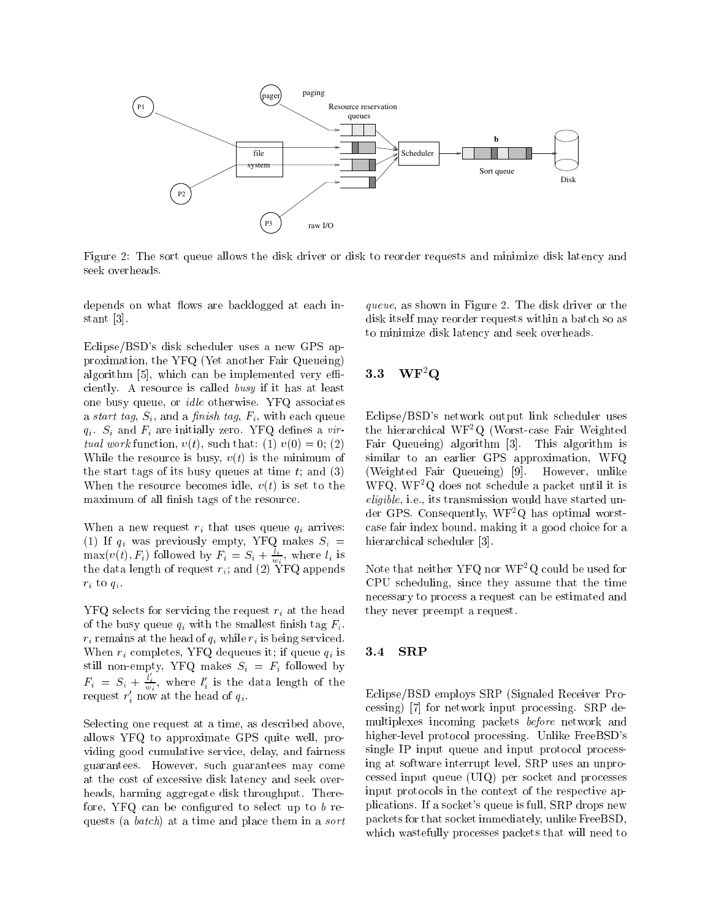Figure 2: The sort queue allows the disk driver or disk to reorder requests and minimize disk latency and seek overheads.

depends on what flows are backlogged at each instant [3].

Eclipse/BSD's disk scheduler uses a new GPS approximation, the YFQ (Yet another Fair Queueing) algorithm [5], which can be implemented very efficiently. A resource is called *busy* if it has at least one busy queue, or *idle* otherwise. YFQ associates a *start tag*, $S_i$, and a *finish tag*, $F_i$, with each queue $q_i$. $S_i$ and $F_i$ are initially zero. YFQ defines a *virtual work* function, $v(t)$, such that: (1) $v(0) = 0$; (2) While the resource is busy, $v(t)$ is the minimum of the start tags of its busy queues at time $t$; and (3) When the resource becomes idle, $v(t)$ is set to the maximum of all finish tags of the resource.

When a new request $r_i$ that uses queue $q_i$ arrives: (1) If $q_i$ was previously empty, YFQ makes $S_i = \max(v(t), F_i)$ followed by $F_i = S_i + \frac{l_i}{w_i}$, where $l_i$ is the data length of request $r_i$; and (2) YFQ appends $r_i$ to $q_i$.

YFQ selects for servicing the request $r_i$ at the head of the busy queue $q_i$ with the smallest finish tag $F_i$. $r_i$ remains at the head of $q_i$ while $r_i$ is being serviced. When $r_i$ completes, YFQ dequeues it; if queue $q_i$ is still non-empty, YFQ makes $S_i = F_i$ followed by $F_i = S_i + \frac{l'_i}{w_i}$, where $l'_i$ is the data length of the request $r'_i$ now at the head of $q_i$.

Selecting one request at a time, as described above, allows YFQ to approximate GPS quite well, providing good cumulative service, delay, and fairness guarantees. However, such guarantees may come at the cost of excessive disk latency and seek overheads, harming aggregate disk throughput. Therefore, YFQ can be configured to select up to $b$ requests (a *batch*) at a time and place them in a *sort queue*, as shown in Figure 2. The disk driver or the disk itself may reorder requests within a batch so as to minimize disk latency and seek overheads.

### 3.3 WF$^2$Q

Eclipse/BSD's network output link scheduler uses the hierarchical WF$^2$Q (Worst-case Fair Weighted Fair Queueing) algorithm [3]. This algorithm is similar to an earlier GPS approximation, WFQ (Weighted Fair Queueing) [9]. However, unlike WFQ, WF$^2$Q does not schedule a packet until it is *eligible*, i.e., its transmission would have started under GPS. Consequently, WF$^2$Q has optimal worst-case fair index bound, making it a good choice for a hierarchical scheduler [3].

Note that neither YFQ nor WF$^2$Q could be used for CPU scheduling, since they assume that the time necessary to process a request can be estimated and they never preempt a request.

### 3.4 SRP

Eclipse/BSD employs SRP (Signaled Receiver Processing) [7] for network input processing. SRP demultiplexes incoming packets *before* network and higher-level protocol processing. Unlike FreeBSD's single IP input queue and input protocol processing at software interrupt level, SRP uses an unprocessed input queue (UIQ) per socket and processes input protocols in the context of the respective applications. If a socket's queue is full, SRP drops new packets for that socket immediately, unlike FreeBSD, which wastefully processes packets that will need to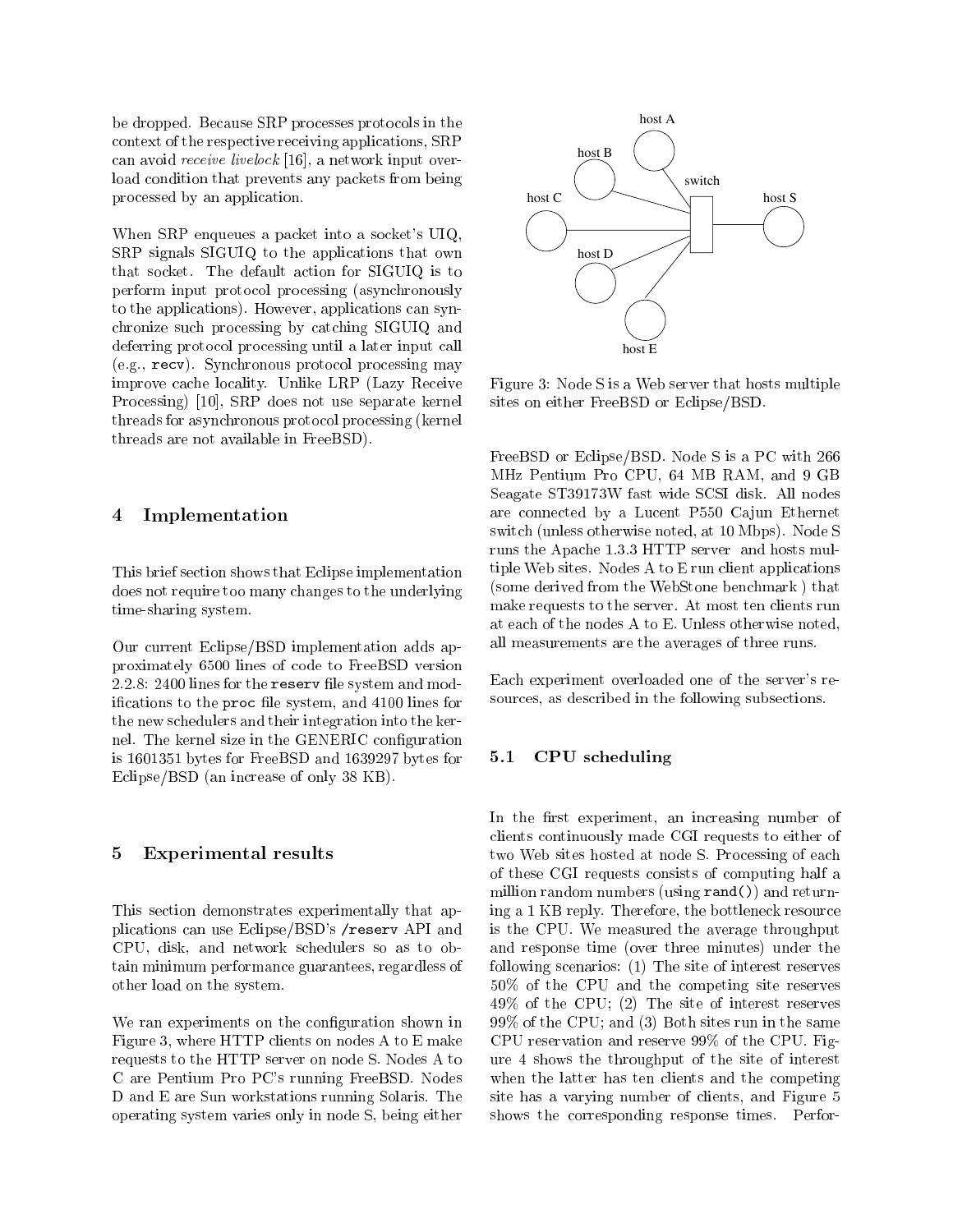be dropped. Because SRP processes protocols in the context of the respective receiving applications, SRP can avoid *receive livelock* [16], a network input overload condition that prevents any packets from being processed by an application.

When SRP enqueues a packet into a socket's UIQ, SRP signals SIGUIQ to the applications that own that socket. The default action for SIGUIQ is to perform input protocol processing (asynchronously to the applications). However, applications can synchronize such processing by catching SIGUIQ and deferring protocol processing until a later input call (e.g., `recv`). Synchronous protocol processing may improve cache locality. Unlike LRP (Lazy Receive Processing) [10], SRP does not use separate kernel threads for asynchronous protocol processing (kernel threads are not available in FreeBSD).

## 4 Implementation

This brief section shows that Eclipse implementation does not require too many changes to the underlying time-sharing system.

Our current Eclipse/BSD implementation adds approximately 6500 lines of code to FreeBSD version 2.2.8: 2400 lines for the `reserv` file system and modifications to the `proc` file system, and 4100 lines for the new schedulers and their integration into the kernel. The kernel size in the GENERIC configuration is 1601351 bytes for FreeBSD and 1639297 bytes for Eclipse/BSD (an increase of only 38 KB).

## 5 Experimental results

This section demonstrates experimentally that applications can use Eclipse/BSD's `/reserv` API and CPU, disk, and network schedulers so as to obtain minimum performance guarantees, regardless of other load on the system.

We ran experiments on the configuration shown in Figure 3, where HTTP clients on nodes A to E make requests to the HTTP server on node S. Nodes A to C are Pentium Pro PC's running FreeBSD. Nodes D and E are Sun workstations running Solaris. The operating system varies only in node S, being either FreeBSD or Eclipse/BSD. Node S is a PC with 266 MHz Pentium Pro CPU, 64 MB RAM, and 9 GB Seagate ST39173W fast wide SCSI disk. All nodes are connected by a Lucent P550 Cajun Ethernet switch (unless otherwise noted, at 10 Mbps). Node S runs the Apache 1.3.3 HTTP server and hosts multiple Web sites. Nodes A to E run client applications (some derived from the WebStone benchmark ) that make requests to the server. At most ten clients run at each of the nodes A to E. Unless otherwise noted, all measurements are the averages of three runs.

Figure 3: Node S is a Web server that hosts multiple sites on either FreeBSD or Eclipse/BSD.

Each experiment overloaded one of the server's resources, as described in the following subsections.

### 5.1 CPU scheduling

In the first experiment, an increasing number of clients continuously made CGI requests to either of two Web sites hosted at node S. Processing of each of these CGI requests consists of computing half a million random numbers (using `rand()`) and returning a 1 KB reply. Therefore, the bottleneck resource is the CPU. We measured the average throughput and response time (over three minutes) under the following scenarios: (1) The site of interest reserves 50% of the CPU and the competing site reserves 49% of the CPU; (2) The site of interest reserves 99% of the CPU; and (3) Both sites run in the same CPU reservation and reserve 99% of the CPU. Figure 4 shows the throughput of the site of interest when the latter has ten clients and the competing site has a varying number of clients, and Figure 5 shows the corresponding response times. Perfor-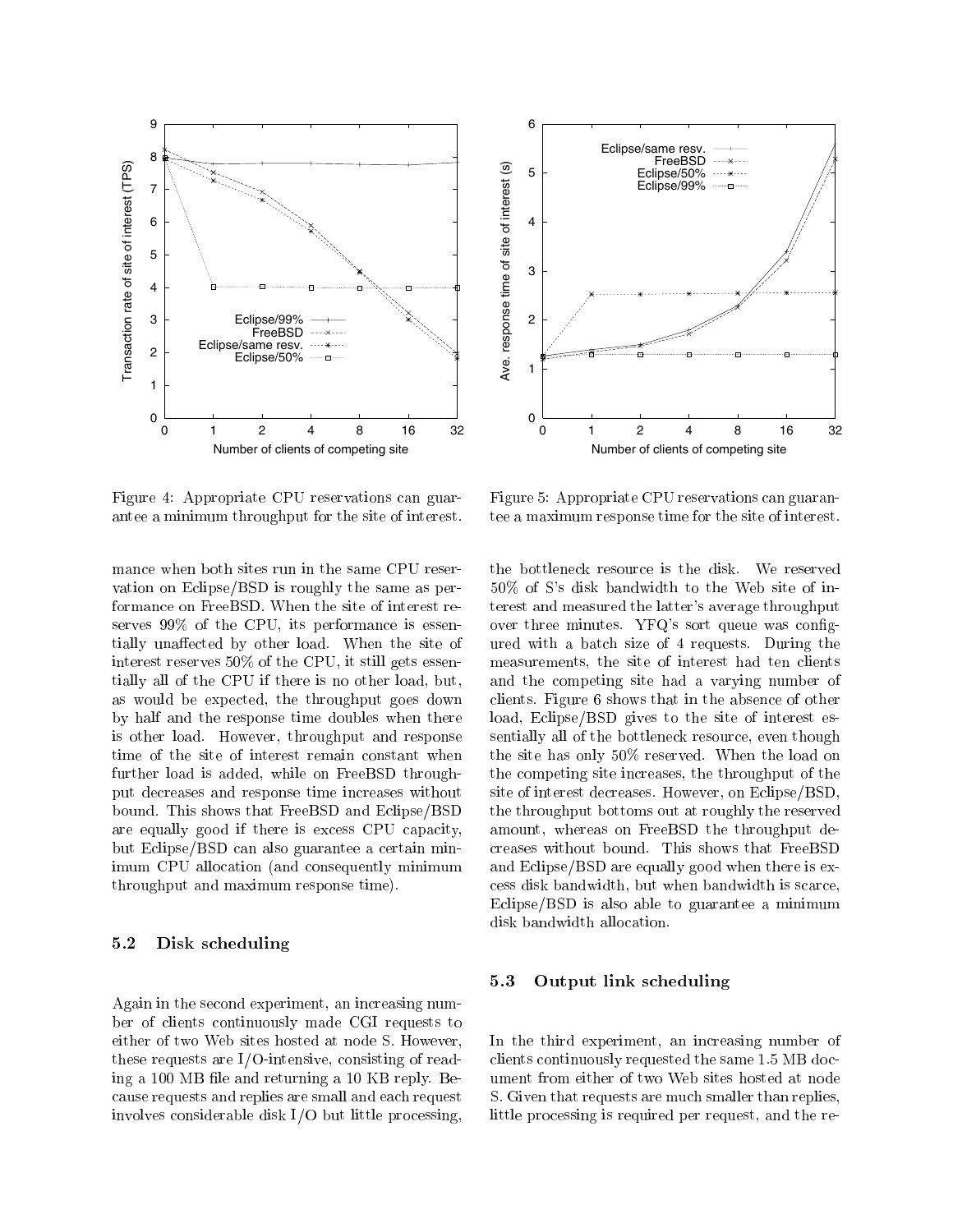Figure 4: Appropriate CPU reservations can guarantee a minimum throughput for the site of interest.

Figure 5: Appropriate CPU reservations can guarantee a maximum response time for the site of interest.

mance when both sites run in the same CPU reservation on Eclipse/BSD is roughly the same as performance on FreeBSD. When the site of interest reserves 99% of the CPU, its performance is essentially unaffected by other load. When the site of interest reserves 50% of the CPU, it still gets essentially all of the CPU if there is no other load, but, as would be expected, the throughput goes down by half and the response time doubles when there is other load. However, throughput and response time of the site of interest remain constant when further load is added, while on FreeBSD throughput decreases and response time increases without bound. This shows that FreeBSD and Eclipse/BSD are equally good if there is excess CPU capacity, but Eclipse/BSD can also guarantee a certain minimum CPU allocation (and consequently minimum throughput and maximum response time).

### 5.2 Disk scheduling

Again in the second experiment, an increasing number of clients continuously made CGI requests to either of two Web sites hosted at node S. However, these requests are I/O-intensive, consisting of reading a 100 MB file and returning a 10 KB reply. Because requests and replies are small and each request involves considerable disk I/O but little processing, the bottleneck resource is the disk. We reserved 50% of S's disk bandwidth to the Web site of interest and measured the latter's average throughput over three minutes. YFQ's sort queue was configured with a batch size of 4 requests. During the measurements, the site of interest had ten clients and the competing site had a varying number of clients. Figure 6 shows that in the absence of other load, Eclipse/BSD gives to the site of interest essentially all of the bottleneck resource, even though the site has only 50% reserved. When the load on the competing site increases, the throughput of the site of interest decreases. However, on Eclipse/BSD, the throughput bottoms out at roughly the reserved amount, whereas on FreeBSD the throughput decreases without bound. This shows that FreeBSD and Eclipse/BSD are equally good when there is excess disk bandwidth, but when bandwidth is scarce, Eclipse/BSD is also able to guarantee a minimum disk bandwidth allocation.

### 5.3 Output link scheduling

In the third experiment, an increasing number of clients continuously requested the same 1.5 MB document from either of two Web sites hosted at node S. Given that requests are much smaller than replies, little processing is required per request, and the re-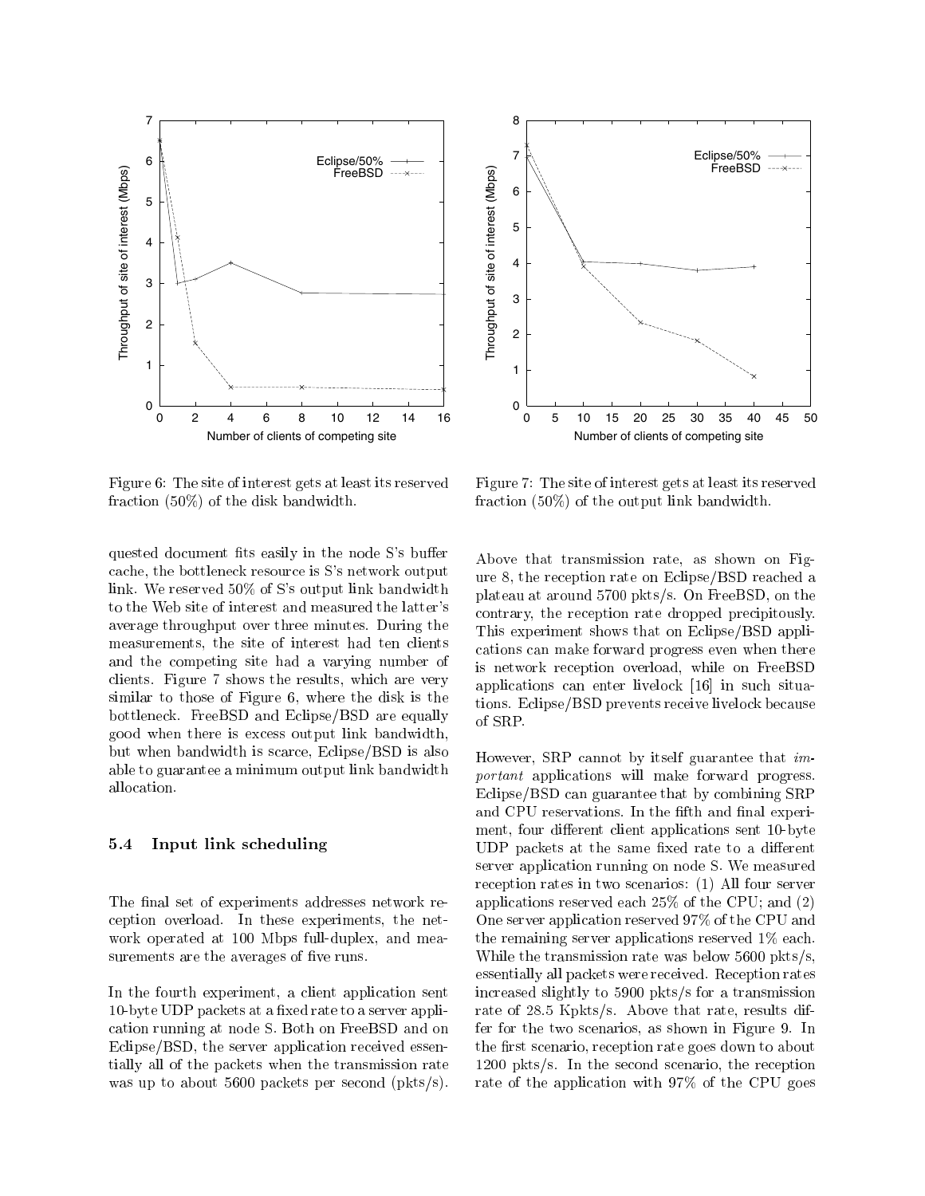Figure 6: The site of interest gets at least its reserved fraction (50%) of the disk bandwidth.

Figure 7: The site of interest gets at least its reserved fraction (50%) of the output link bandwidth.

quested document fits easily in the node S's buffer cache, the bottleneck resource is S's network output link. We reserved 50% of S's output link bandwidth to the Web site of interest and measured the latter's average throughput over three minutes. During the measurements, the site of interest had ten clients and the competing site had a varying number of clients. Figure 7 shows the results, which are very similar to those of Figure 6, where the disk is the bottleneck. FreeBSD and Eclipse/BSD are equally good when there is excess output link bandwidth, but when bandwidth is scarce, Eclipse/BSD is also able to guarantee a minimum output link bandwidth allocation.

### 5.4 Input link scheduling

The final set of experiments addresses network reception overload. In these experiments, the network operated at 100 Mbps full-duplex, and measurements are the averages of five runs.

In the fourth experiment, a client application sent 10-byte UDP packets at a fixed rate to a server application running at node S. Both on FreeBSD and on Eclipse/BSD, the server application received essentially all of the packets when the transmission rate was up to about 5600 packets per second (pkts/s). Above that transmission rate, as shown on Figure 8, the reception rate on Eclipse/BSD reached a plateau at around 5700 pkts/s. On FreeBSD, on the contrary, the reception rate dropped precipitously. This experiment shows that on Eclipse/BSD applications can make forward progress even when there is network reception overload, while on FreeBSD applications can enter livelock [16] in such situations. Eclipse/BSD prevents receive livelock because of SRP.

However, SRP cannot by itself guarantee that *important* applications will make forward progress. Eclipse/BSD can guarantee that by combining SRP and CPU reservations. In the fifth and final experiment, four different client applications sent 10-byte UDP packets at the same fixed rate to a different server application running on node S. We measured reception rates in two scenarios: (1) All four server applications reserved each 25% of the CPU; and (2) One server application reserved 97% of the CPU and the remaining server applications reserved 1% each. While the transmission rate was below 5600 pkts/s, essentially all packets were received. Reception rates increased slightly to 5900 pkts/s for a transmission rate of 28.5 Kpkts/s. Above that rate, results differ for the two scenarios, as shown in Figure 9. In the first scenario, reception rate goes down to about 1200 pkts/s. In the second scenario, the reception rate of the application with 97% of the CPU goes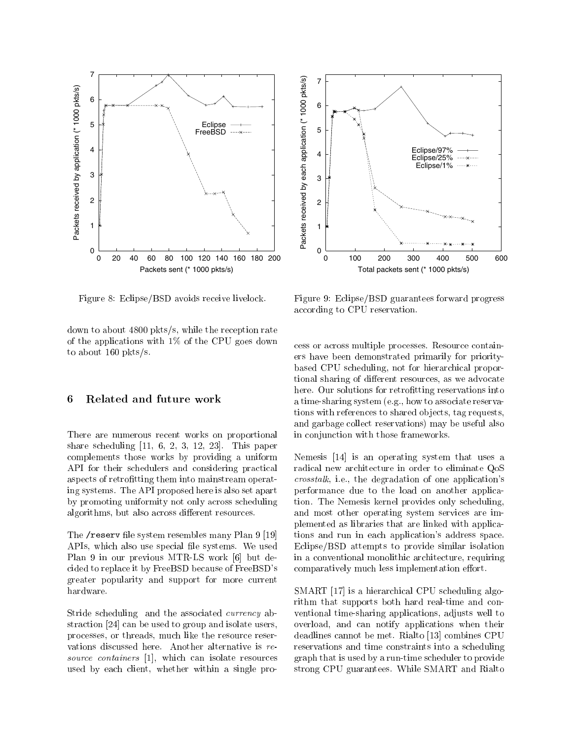Figure 8: Eclipse/BSD avoids receive livelock.

Figure 9: Eclipse/BSD guarantees forward progress according to CPU reservation.

down to about 4800 pkts/s, while the reception rate of the applications with 1% of the CPU goes down to about 160 pkts/s.

## 6 Related and future work

There are numerous recent works on proportional share scheduling [11, 6, 2, 3, 12, 23]. This paper complements those works by providing a uniform API for their schedulers and considering practical aspects of retrofitting them into mainstream operating systems. The API proposed here is also set apart by promoting uniformity not only across scheduling algorithms, but also across different resources.

The `/reserv` file system resembles many Plan 9 [19] APIs, which also use special file systems. We used Plan 9 in our previous MTR-LS work [6] but decided to replace it by FreeBSD because of FreeBSD's greater popularity and support for more current hardware.

Stride scheduling and the associated *currency* abstraction [24] can be used to group and isolate users, processes, or threads, much like the resource reservations discussed here. Another alternative is *resource containers* [1], which can isolate resources used by each client, whether within a single process or across multiple processes. Resource containers have been demonstrated primarily for priority-based CPU scheduling, not for hierarchical proportional sharing of different resources, as we advocate here. Our solutions for retrofitting reservations into a time-sharing system (e.g., how to associate reservations with references to shared objects, tag requests, and garbage collect reservations) may be useful also in conjunction with those frameworks.

Nemesis [14] is an operating system that uses a radical new architecture in order to eliminate QoS *crosstalk*, i.e., the degradation of one application's performance due to the load on another application. The Nemesis kernel provides only scheduling, and most other operating system services are implemented as libraries that are linked with applications and run in each application's address space. Eclipse/BSD attempts to provide similar isolation in a conventional monolithic architecture, requiring comparatively much less implementation effort.

SMART [17] is a hierarchical CPU scheduling algorithm that supports both hard real-time and conventional time-sharing applications, adjusts well to overload, and can notify applications when their deadlines cannot be met. Rialto [13] combines CPU reservations and time constraints into a scheduling graph that is used by a run-time scheduler to provide strong CPU guarantees. While SMART and Rialto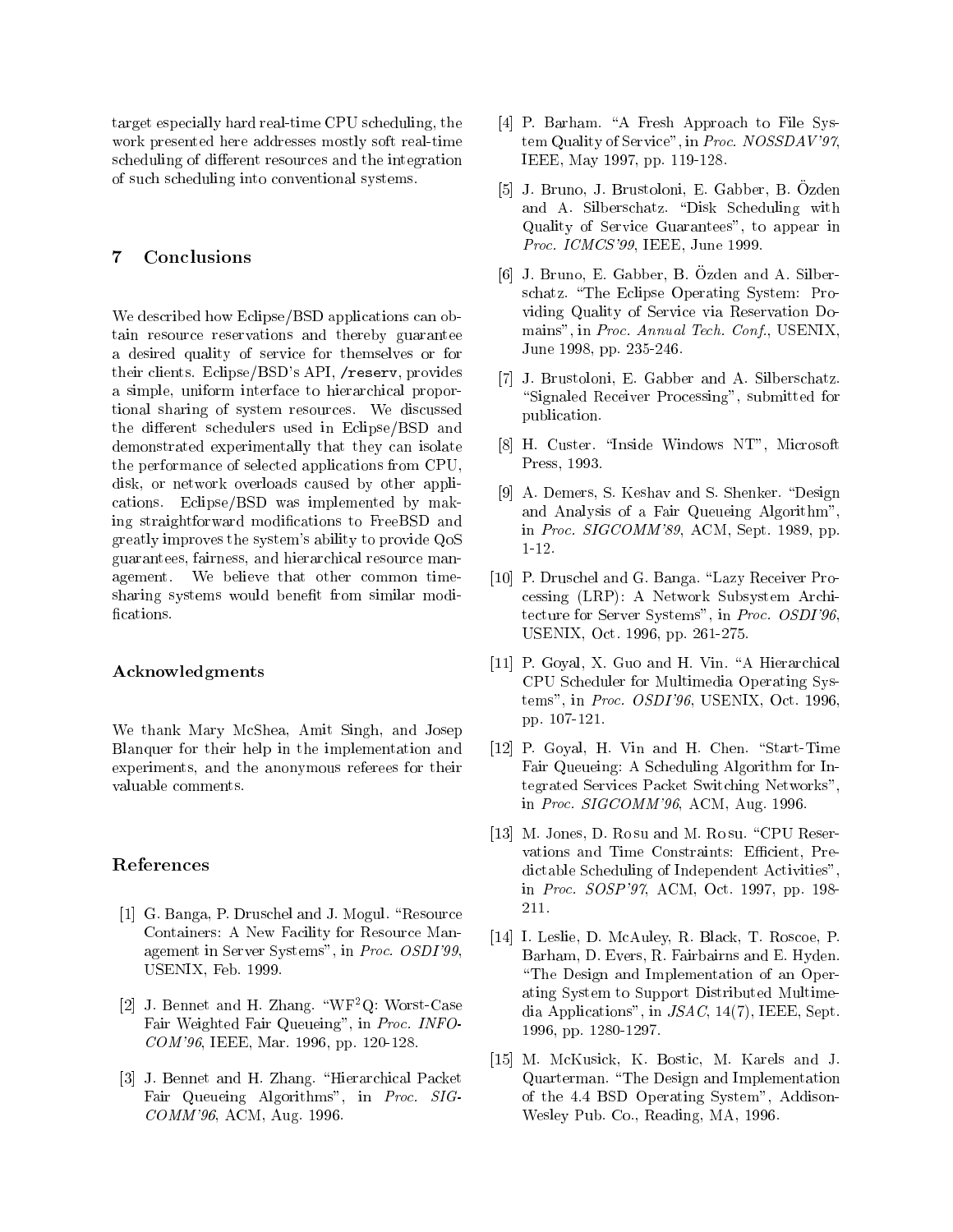target especially hard real-time CPU scheduling, the work presented here addresses mostly soft real-time scheduling of different resources and the integration of such scheduling into conventional systems.

## 7 Conclusions

We described how Eclipse/BSD applications can obtain resource reservations and thereby guarantee a desired quality of service for themselves or for their clients. Eclipse/BSD's API, `/reserv`, provides a simple, uniform interface to hierarchical proportional sharing of system resources. We discussed the different schedulers used in Eclipse/BSD and demonstrated experimentally that they can isolate the performance of selected applications from CPU, disk, or network overloads caused by other applications. Eclipse/BSD was implemented by making straightforward modifications to FreeBSD and greatly improves the system's ability to provide QoS guarantees, fairness, and hierarchical resource management. We believe that other common time-sharing systems would benefit from similar modifications.

### Acknowledgments

We thank Mary McShea, Amit Singh, and Josep Blanquer for their help in the implementation and experiments, and the anonymous referees for their valuable comments.

### References

[1] G. Banga, P. Druschel and J. Mogul. "Resource Containers: A New Facility for Resource Management in Server Systems", in *Proc. OSDI'99*, USENIX, Feb. 1999.

[2] J. Bennet and H. Zhang. "WF$^2$Q: Worst-Case Fair Weighted Fair Queueing", in *Proc. INFOCOM'96*, IEEE, Mar. 1996, pp. 120-128.

[3] J. Bennet and H. Zhang. "Hierarchical Packet Fair Queueing Algorithms", in *Proc. SIGCOMM'96*, ACM, Aug. 1996.

[4] P. Barham. "A Fresh Approach to File System Quality of Service", in *Proc. NOSSDAV'97*, IEEE, May 1997, pp. 119-128.

[5] J. Bruno, J. Brustoloni, E. Gabber, B. Özden and A. Silberschatz. "Disk Scheduling with Quality of Service Guarantees", to appear in *Proc. ICMCS'99*, IEEE, June 1999.

[6] J. Bruno, E. Gabber, B. Özden and A. Silberschatz. "The Eclipse Operating System: Providing Quality of Service via Reservation Domains", in *Proc. Annual Tech. Conf.*, USENIX, June 1998, pp. 235-246.

[7] J. Brustoloni, E. Gabber and A. Silberschatz. "Signaled Receiver Processing", submitted for publication.

[8] H. Custer. "Inside Windows NT", Microsoft Press, 1993.

[9] A. Demers, S. Keshav and S. Shenker. "Design and Analysis of a Fair Queueing Algorithm", in *Proc. SIGCOMM'89*, ACM, Sept. 1989, pp. 1-12.

[10] P. Druschel and G. Banga. "Lazy Receiver Processing (LRP): A Network Subsystem Architecture for Server Systems", in *Proc. OSDI'96*, USENIX, Oct. 1996, pp. 261-275.

[11] P. Goyal, X. Guo and H. Vin. "A Hierarchical CPU Scheduler for Multimedia Operating Systems", in *Proc. OSDI'96*, USENIX, Oct. 1996, pp. 107-121.

[12] P. Goyal, H. Vin and H. Chen. "Start-Time Fair Queueing: A Scheduling Algorithm for Integrated Services Packet Switching Networks", in *Proc. SIGCOMM'96*, ACM, Aug. 1996.

[13] M. Jones, D. Rosu and M. Rosu. "CPU Reservations and Time Constraints: Efficient, Predictable Scheduling of Independent Activities", in *Proc. SOSP'97*, ACM, Oct. 1997, pp. 198-211.

[14] I. Leslie, D. McAuley, R. Black, T. Roscoe, P. Barham, D. Evers, R. Fairbairns and E. Hyden. "The Design and Implementation of an Operating System to Support Distributed Multimedia Applications", in *JSAC*, 14(7), IEEE, Sept. 1996, pp. 1280-1297.

[15] M. McKusick, K. Bostic, M. Karels and J. Quarterman. "The Design and Implementation of the 4.4 BSD Operating System", Addison-Wesley Pub. Co., Reading, MA, 1996.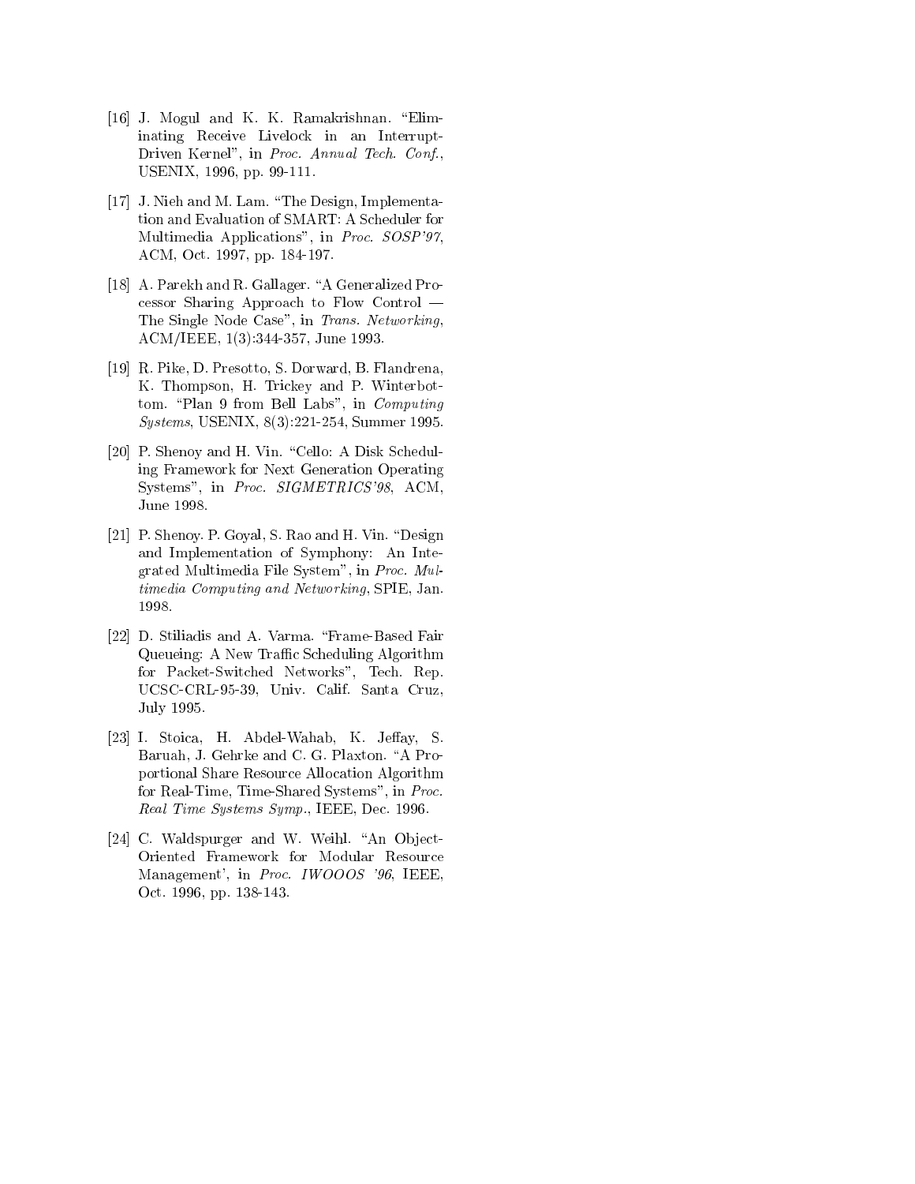[16] J. Mogul and K. K. Ramakrishnan. "Eliminating Receive Livelock in an Interrupt-Driven Kernel", in *Proc. Annual Tech. Conf.*, USENIX, 1996, pp. 99-111.

[17] J. Nieh and M. Lam. "The Design, Implementation and Evaluation of SMART: A Scheduler for Multimedia Applications", in *Proc. SOSP'97*, ACM, Oct. 1997, pp. 184-197.

[18] A. Parekh and R. Gallager. "A Generalized Processor Sharing Approach to Flow Control — The Single Node Case", in *Trans. Networking*, ACM/IEEE, 1(3):344-357, June 1993.

[19] R. Pike, D. Presotto, S. Dorward, B. Flandrena, K. Thompson, H. Trickey and P. Winterbottom. "Plan 9 from Bell Labs", in *Computing Systems*, USENIX, 8(3):221-254, Summer 1995.

[20] P. Shenoy and H. Vin. "Cello: A Disk Scheduling Framework for Next Generation Operating Systems", in *Proc. SIGMETRICS'98*, ACM, June 1998.

[21] P. Shenoy. P. Goyal, S. Rao and H. Vin. "Design and Implementation of Symphony: An Integrated Multimedia File System", in *Proc. Multimedia Computing and Networking*, SPIE, Jan. 1998.

[22] D. Stiliadis and A. Varma. "Frame-Based Fair Queueing: A New Traffic Scheduling Algorithm for Packet-Switched Networks", Tech. Rep. UCSC-CRL-95-39, Univ. Calif. Santa Cruz, July 1995.

[23] I. Stoica, H. Abdel-Wahab, K. Jeffay, S. Baruah, J. Gehrke and C. G. Plaxton. "A Proportional Share Resource Allocation Algorithm for Real-Time, Time-Shared Systems", in *Proc. Real Time Systems Symp.*, IEEE, Dec. 1996.

[24] C. Waldspurger and W. Weihl. "An Object-Oriented Framework for Modular Resource Management', in *Proc. IWOOOS '96*, IEEE, Oct. 1996, pp. 138-143.